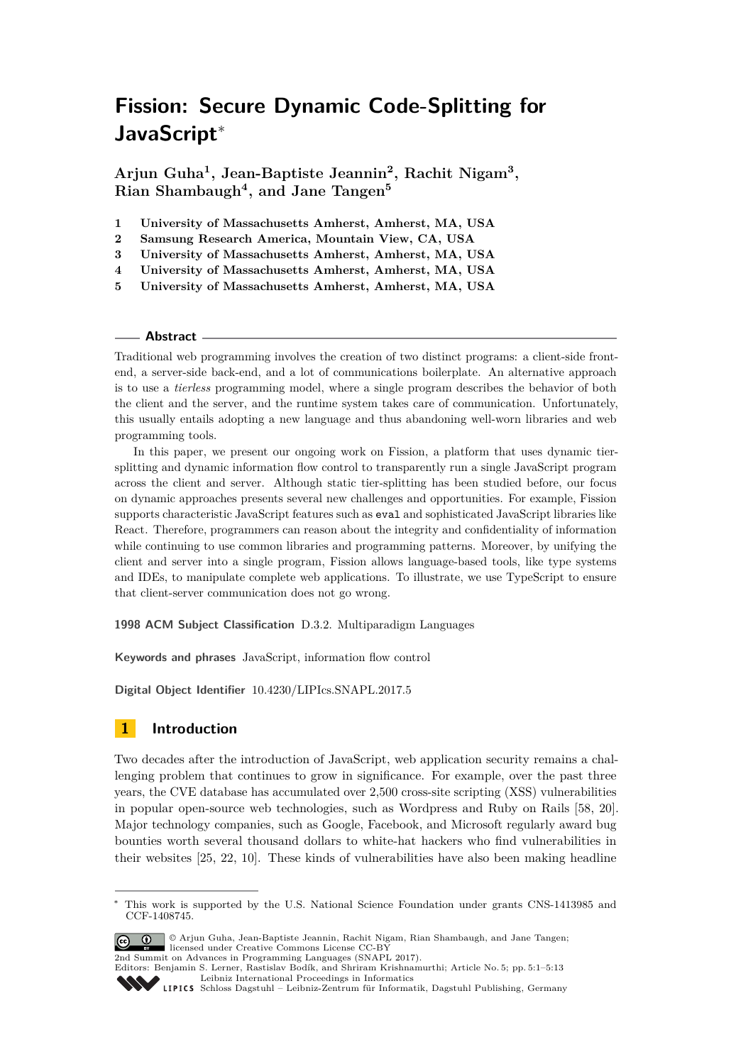# Fission: Secure Dynamic Code-Splitting for JavaScript*

**Arjun Guha[1], Jean-Baptiste Jeannin[2], Rachit Nigam[3], Rian Shambaugh[4], and Jane Tangen[5]**

1. **University of Massachusetts Amherst, Amherst, MA, USA**
2. **Samsung Research America, Mountain View, CA, USA**
3. **University of Massachusetts Amherst, Amherst, MA, USA**
4. **University of Massachusetts Amherst, Amherst, MA, USA**
5. **University of Massachusetts Amherst, Amherst, MA, USA**

## Abstract

Traditional web programming involves the creation of two distinct programs: a client-side front-end, a server-side back-end, and a lot of communications boilerplate. An alternative approach is to use a *tierless* programming model, where a single program describes the behavior of both the client and the server, and the runtime system takes care of communication. Unfortunately, this usually entails adopting a new language and thus abandoning well-worn libraries and web programming tools.

In this paper, we present our ongoing work on Fission, a platform that uses dynamic tier-splitting and dynamic information flow control to transparently run a single JavaScript program across the client and server. Although static tier-splitting has been studied before, our focus on dynamic approaches presents several new challenges and opportunities. For example, Fission supports characteristic JavaScript features such as `eval` and sophisticated JavaScript libraries like React. Therefore, programmers can reason about the integrity and confidentiality of information while continuing to use common libraries and programming patterns. Moreover, by unifying the client and server into a single program, Fission allows language-based tools, like type systems and IDEs, to manipulate complete web applications. To illustrate, we use TypeScript to ensure that client-server communication does not go wrong.

**1998 ACM Subject Classification** D.3.2. Multiparadigm Languages

**Keywords and phrases** JavaScript, information flow control

**Digital Object Identifier** 10.4230/LIPIcs.SNAPL.2017.5

## 1 Introduction

Two decades after the introduction of JavaScript, web application security remains a challenging problem that continues to grow in significance. For example, over the past three years, the CVE database has accumulated over 2,500 cross-site scripting (XSS) vulnerabilities in popular open-source web technologies, such as Wordpress and Ruby on Rails [58, 20]. Major technology companies, such as Google, Facebook, and Microsoft regularly award bug bounties worth several thousand dollars to white-hat hackers who find vulnerabilities in their websites [25, 22, 10]. These kinds of vulnerabilities have also been making headline

---

* This work is supported by the U.S. National Science Foundation under grants CNS-1413985 and CCF-1408745.

© Arjun Guha, Jean-Baptiste Jeannin, Rachit Nigam, Rian Shambaugh, and Jane Tangen; licensed under Creative Commons License CC-BY
2nd Summit on Advances in Programming Languages (SNAPL 2017).
Editors: Benjamin S. Lerner, Rastislav Bodík, and Shriram Krishnamurthi; Article No. 5; pp. 5:1–5:13
Leibniz International Proceedings in Informatics
Schloss Dagstuhl – Leibniz-Zentrum für Informatik, Dagstuhl Publishing, Germany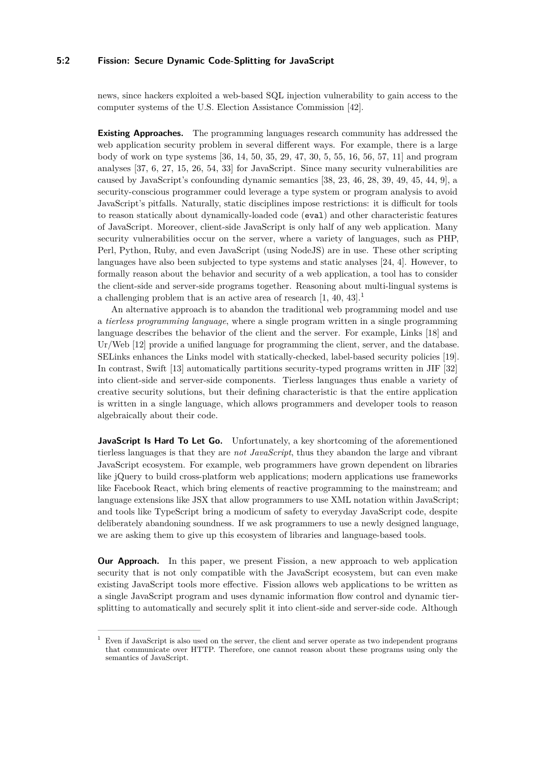news, since hackers exploited a web-based SQL injection vulnerability to gain access to the computer systems of the U.S. Election Assistance Commission [42].

**Existing Approaches.** The programming languages research community has addressed the web application security problem in several different ways. For example, there is a large body of work on type systems [36, 14, 50, 35, 29, 47, 30, 5, 55, 16, 56, 57, 11] and program analyses [37, 6, 27, 15, 26, 54, 33] for JavaScript. Since many security vulnerabilities are caused by JavaScript's confounding dynamic semantics [38, 23, 46, 28, 39, 49, 45, 44, 9], a security-conscious programmer could leverage a type system or program analysis to avoid JavaScript's pitfalls. Naturally, static disciplines impose restrictions: it is difficult for tools to reason statically about dynamically-loaded code (`eval`) and other characteristic features of JavaScript. Moreover, client-side JavaScript is only half of any web application. Many security vulnerabilities occur on the server, where a variety of languages, such as PHP, Perl, Python, Ruby, and even JavaScript (using NodeJS) are in use. These other scripting languages have also been subjected to type systems and static analyses [24, 4]. However, to formally reason about the behavior and security of a web application, a tool has to consider the client-side and server-side programs together. Reasoning about multi-lingual systems is a challenging problem that is an active area of research [1, 40, 43].[1]

An alternative approach is to abandon the traditional web programming model and use a *tierless programming language*, where a single program written in a single programming language describes the behavior of the client and the server. For example, Links [18] and Ur/Web [12] provide a unified language for programming the client, server, and the database. SELinks enhances the Links model with statically-checked, label-based security policies [19]. In contrast, Swift [13] automatically partitions security-typed programs written in JIF [32] into client-side and server-side components. Tierless languages thus enable a variety of creative security solutions, but their defining characteristic is that the entire application is written in a single language, which allows programmers and developer tools to reason algebraically about their code.

**JavaScript Is Hard To Let Go.** Unfortunately, a key shortcoming of the aforementioned tierless languages is that they are *not JavaScript*, thus they abandon the large and vibrant JavaScript ecosystem. For example, web programmers have grown dependent on libraries like jQuery to build cross-platform web applications; modern applications use frameworks like Facebook React, which bring elements of reactive programming to the mainstream; and language extensions like JSX that allow programmers to use XML notation within JavaScript; and tools like TypeScript bring a modicum of safety to everyday JavaScript code, despite deliberately abandoning soundness. If we ask programmers to use a newly designed language, we are asking them to give up this ecosystem of libraries and language-based tools.

**Our Approach.** In this paper, we present Fission, a new approach to web application security that is not only compatible with the JavaScript ecosystem, but can even make existing JavaScript tools more effective. Fission allows web applications to be written as a single JavaScript program and uses dynamic information flow control and dynamic tier-splitting to automatically and securely split it into client-side and server-side code. Although

[1] Even if JavaScript is also used on the server, the client and server operate as two independent programs that communicate over HTTP. Therefore, one cannot reason about these programs using only the semantics of JavaScript.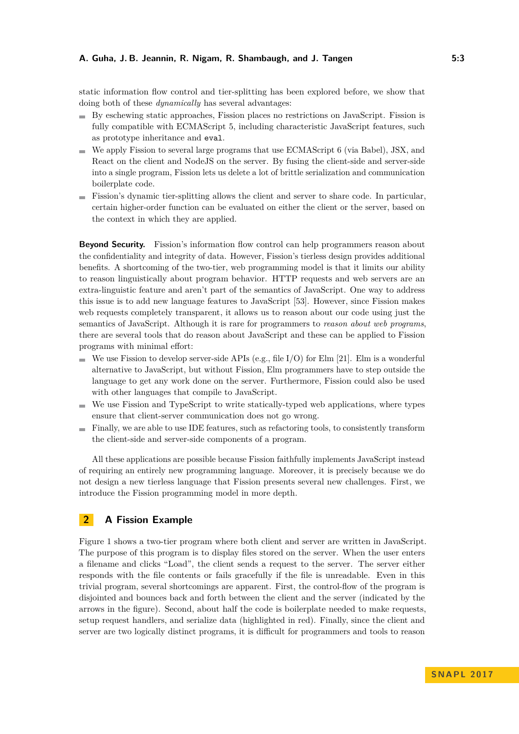static information flow control and tier-splitting has been explored before, we show that doing both of these *dynamically* has several advantages:

- By eschewing static approaches, Fission places no restrictions on JavaScript. Fission is fully compatible with ECMAScript 5, including characteristic JavaScript features, such as prototype inheritance and `eval`.
- We apply Fission to several large programs that use ECMAScript 6 (via Babel), JSX, and React on the client and NodeJS on the server. By fusing the client-side and server-side into a single program, Fission lets us delete a lot of brittle serialization and communication boilerplate code.
- Fission's dynamic tier-splitting allows the client and server to share code. In particular, certain higher-order function can be evaluated on either the client or the server, based on the context in which they are applied.

**Beyond Security.** Fission's information flow control can help programmers reason about the confidentiality and integrity of data. However, Fission's tierless design provides additional benefits. A shortcoming of the two-tier, web programming model is that it limits our ability to reason linguistically about program behavior. HTTP requests and web servers are an extra-linguistic feature and aren't part of the semantics of JavaScript. One way to address this issue is to add new language features to JavaScript [53]. However, since Fission makes web requests completely transparent, it allows us to reason about our code using just the semantics of JavaScript. Although it is rare for programmers to *reason about web programs*, there are several tools that do reason about JavaScript and these can be applied to Fission programs with minimal effort:

- We use Fission to develop server-side APIs (e.g., file I/O) for Elm [21]. Elm is a wonderful alternative to JavaScript, but without Fission, Elm programmers have to step outside the language to get any work done on the server. Furthermore, Fission could also be used with other languages that compile to JavaScript.
- We use Fission and TypeScript to write statically-typed web applications, where types ensure that client-server communication does not go wrong.
- Finally, we are able to use IDE features, such as refactoring tools, to consistently transform the client-side and server-side components of a program.

All these applications are possible because Fission faithfully implements JavaScript instead of requiring an entirely new programming language. Moreover, it is precisely because we do not design a new tierless language that Fission presents several new challenges. First, we introduce the Fission programming model in more depth.

## 2 A Fission Example

Figure 1 shows a two-tier program where both client and server are written in JavaScript. The purpose of this program is to display files stored on the server. When the user enters a filename and clicks "Load", the client sends a request to the server. The server either responds with the file contents or fails gracefully if the file is unreadable. Even in this trivial program, several shortcomings are apparent. First, the control-flow of the program is disjointed and bounces back and forth between the client and the server (indicated by the arrows in the figure). Second, about half the code is boilerplate needed to make requests, setup request handlers, and serialize data (highlighted in red). Finally, since the client and server are two logically distinct programs, it is difficult for programmers and tools to reason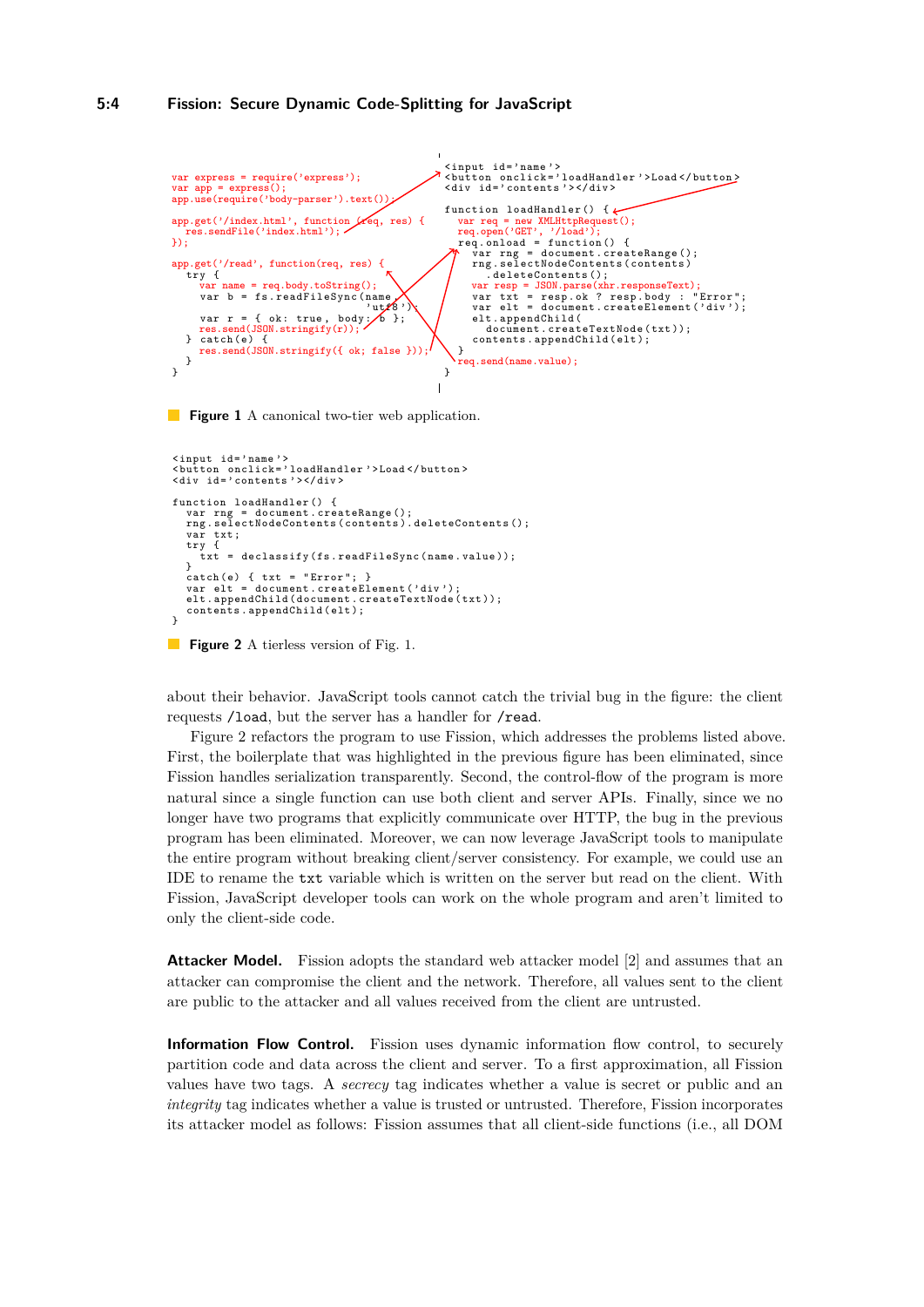```
var express = require('express');
var app = express();
app.use(require('body-parser').text());

app.get('/index.html', function (req, res) {
  res.sendFile('index.html');
});

app.get('/read', function(req, res) {
  try {
    var name = req.body.toString();
    var b = fs.readFileSync(name,
                            'utf8');
    var r = { ok: true, body: b };
    res.send(JSON.stringify(r));
  } catch(e) {
    res.send(JSON.stringify({ ok; false }));
  }
}
```

```
<input id='name'>
<button onclick='loadHandler'>Load</button>
<div id='contents'></div>

function loadHandler() {
  var req = new XMLHttpRequest();
  req.open('GET', '/load');
  req.onload = function() {
    var rng = document.createRange();
    rng.selectNodeContents(contents)
      .deleteContents();
    var resp = JSON.parse(xhr.responseText);
    var txt = resp.ok ? resp.body : "Error";
    var elt = document.createElement('div');
    elt.appendChild(
      document.createTextNode(txt));
    contents.appendChild(elt);
  }
  req.send(name.value);
}
```

**Figure 1** A canonical two-tier web application.

```
<input id='name'>
<button onclick='loadHandler'>Load</button>
<div id='contents'></div>

function loadHandler() {
  var rng = document.createRange();
  rng.selectNodeContents(contents).deleteContents();
  var txt;
  try {
    txt = declassify(fs.readFileSync(name.value));
  }
  catch(e) { txt = "Error"; }
  var elt = document.createElement('div');
  elt.appendChild(document.createTextNode(txt));
  contents.appendChild(elt);
}
```

**Figure 2** A tierless version of Fig. 1.

about their behavior. JavaScript tools cannot catch the trivial bug in the figure: the client requests `/load`, but the server has a handler for `/read`.

Figure 2 refactors the program to use Fission, which addresses the problems listed above. First, the boilerplate that was highlighted in the previous figure has been eliminated, since Fission handles serialization transparently. Second, the control-flow of the program is more natural since a single function can use both client and server APIs. Finally, since we no longer have two programs that explicitly communicate over HTTP, the bug in the previous program has been eliminated. Moreover, we can now leverage JavaScript tools to manipulate the entire program without breaking client/server consistency. For example, we could use an IDE to rename the `txt` variable which is written on the server but read on the client. With Fission, JavaScript developer tools can work on the whole program and aren't limited to only the client-side code.

**Attacker Model.** Fission adopts the standard web attacker model [2] and assumes that an attacker can compromise the client and the network. Therefore, all values sent to the client are public to the attacker and all values received from the client are untrusted.

**Information Flow Control.** Fission uses dynamic information flow control, to securely partition code and data across the client and server. To a first approximation, all Fission values have two tags. A *secrecy* tag indicates whether a value is secret or public and an *integrity* tag indicates whether a value is trusted or untrusted. Therefore, Fission incorporates its attacker model as follows: Fission assumes that all client-side functions (i.e., all DOM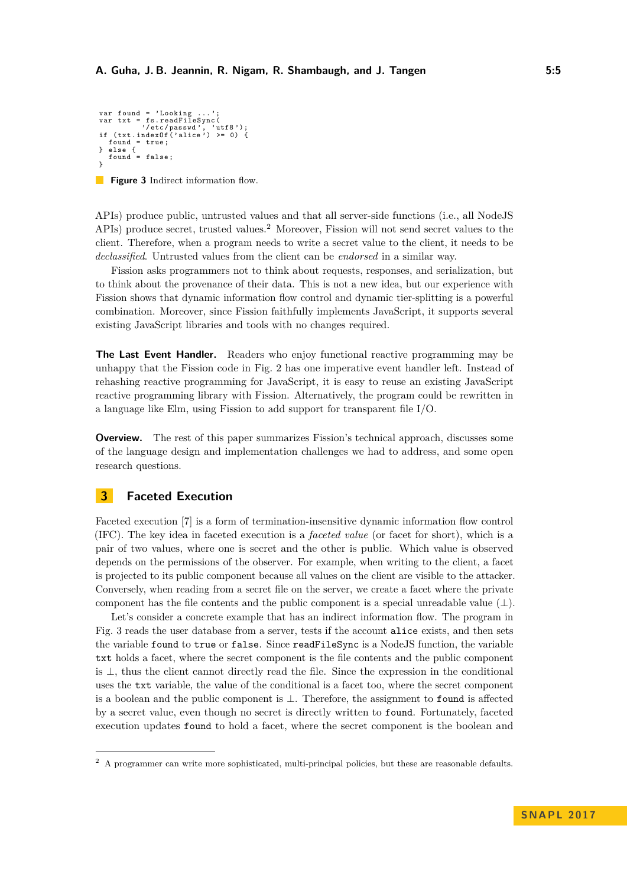```
var found = 'Looking ...';
var txt = fs.readFileSync(
          '/etc/passwd', 'utf8');
if (txt.indexOf('alice') >= 0) {
  found = true;
} else {
  found = false;
}
```

**Figure 3** Indirect information flow.

APIs) produce public, untrusted values and that all server-side functions (i.e., all NodeJS APIs) produce secret, trusted values.[2] Moreover, Fission will not send secret values to the client. Therefore, when a program needs to write a secret value to the client, it needs to be *declassified*. Untrusted values from the client can be *endorsed* in a similar way.

Fission asks programmers not to think about requests, responses, and serialization, but to think about the provenance of their data. This is not a new idea, but our experience with Fission shows that dynamic information flow control and dynamic tier-splitting is a powerful combination. Moreover, since Fission faithfully implements JavaScript, it supports several existing JavaScript libraries and tools with no changes required.

**The Last Event Handler.** Readers who enjoy functional reactive programming may be unhappy that the Fission code in Fig. 2 has one imperative event handler left. Instead of rehashing reactive programming for JavaScript, it is easy to reuse an existing JavaScript reactive programming library with Fission. Alternatively, the program could be rewritten in a language like Elm, using Fission to add support for transparent file I/O.

**Overview.** The rest of this paper summarizes Fission's technical approach, discusses some of the language design and implementation challenges we had to address, and some open research questions.

## 3 Faceted Execution

Faceted execution [7] is a form of termination-insensitive dynamic information flow control (IFC). The key idea in faceted execution is a *faceted value* (or facet for short), which is a pair of two values, where one is secret and the other is public. Which value is observed depends on the permissions of the observer. For example, when writing to the client, a facet is projected to its public component because all values on the client are visible to the attacker. Conversely, when reading from a secret file on the server, we create a facet where the private component has the file contents and the public component is a special unreadable value ($\perp$).

Let's consider a concrete example that has an indirect information flow. The program in Fig. 3 reads the user database from a server, tests if the account `alice` exists, and then sets the variable `found` to `true` or `false`. Since `readFileSync` is a NodeJS function, the variable `txt` holds a facet, where the secret component is the file contents and the public component is $\perp$, thus the client cannot directly read the file. Since the expression in the conditional uses the `txt` variable, the value of the conditional is a facet too, where the secret component is a boolean and the public component is $\perp$. Therefore, the assignment to `found` is affected by a secret value, even though no secret is directly written to `found`. Fortunately, faceted execution updates `found` to hold a facet, where the secret component is the boolean and

[2] A programmer can write more sophisticated, multi-principal policies, but these are reasonable defaults.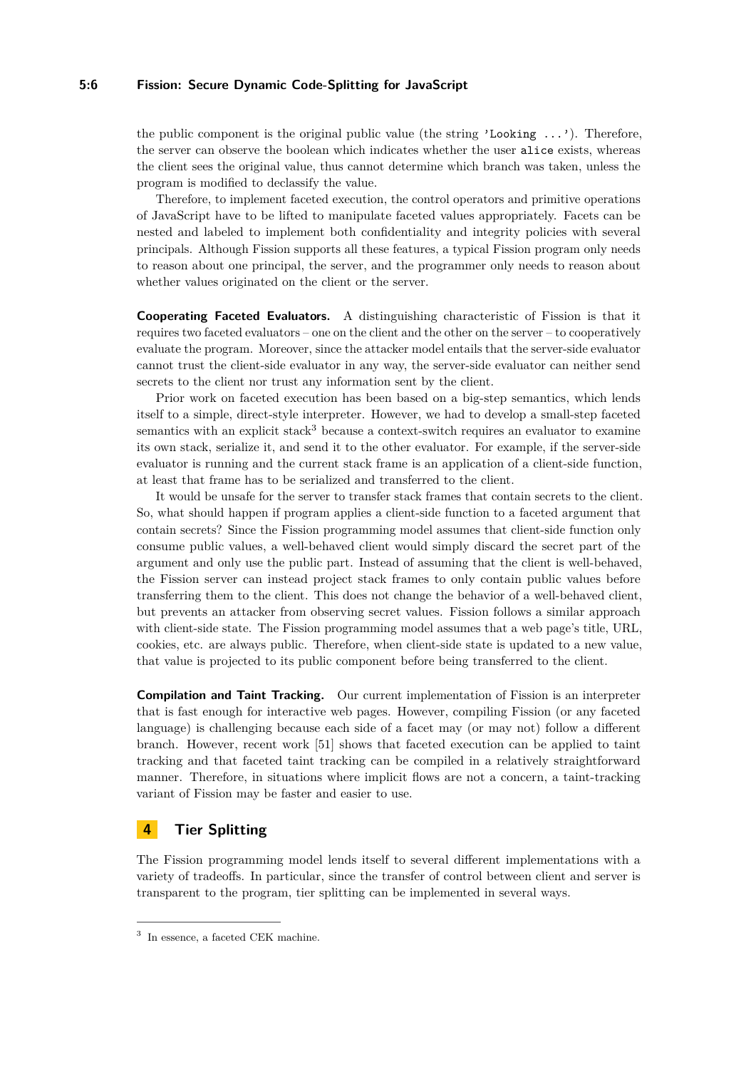the public component is the original public value (the string `'Looking ...'`). Therefore, the server can observe the boolean which indicates whether the user `alice` exists, whereas the client sees the original value, thus cannot determine which branch was taken, unless the program is modified to declassify the value.

Therefore, to implement faceted execution, the control operators and primitive operations of JavaScript have to be lifted to manipulate faceted values appropriately. Facets can be nested and labeled to implement both confidentiality and integrity policies with several principals. Although Fission supports all these features, a typical Fission program only needs to reason about one principal, the server, and the programmer only needs to reason about whether values originated on the client or the server.

**Cooperating Faceted Evaluators.** A distinguishing characteristic of Fission is that it requires two faceted evaluators – one on the client and the other on the server – to cooperatively evaluate the program. Moreover, since the attacker model entails that the server-side evaluator cannot trust the client-side evaluator in any way, the server-side evaluator can neither send secrets to the client nor trust any information sent by the client.

Prior work on faceted execution has been based on a big-step semantics, which lends itself to a simple, direct-style interpreter. However, we had to develop a small-step faceted semantics with an explicit stack[3] because a context-switch requires an evaluator to examine its own stack, serialize it, and send it to the other evaluator. For example, if the server-side evaluator is running and the current stack frame is an application of a client-side function, at least that frame has to be serialized and transferred to the client.

It would be unsafe for the server to transfer stack frames that contain secrets to the client. So, what should happen if program applies a client-side function to a faceted argument that contain secrets? Since the Fission programming model assumes that client-side function only consume public values, a well-behaved client would simply discard the secret part of the argument and only use the public part. Instead of assuming that the client is well-behaved, the Fission server can instead project stack frames to only contain public values before transferring them to the client. This does not change the behavior of a well-behaved client, but prevents an attacker from observing secret values. Fission follows a similar approach with client-side state. The Fission programming model assumes that a web page's title, URL, cookies, etc. are always public. Therefore, when client-side state is updated to a new value, that value is projected to its public component before being transferred to the client.

**Compilation and Taint Tracking.** Our current implementation of Fission is an interpreter that is fast enough for interactive web pages. However, compiling Fission (or any faceted language) is challenging because each side of a facet may (or may not) follow a different branch. However, recent work [51] shows that faceted execution can be applied to taint tracking and that faceted taint tracking can be compiled in a relatively straightforward manner. Therefore, in situations where implicit flows are not a concern, a taint-tracking variant of Fission may be faster and easier to use.

## 4 Tier Splitting

The Fission programming model lends itself to several different implementations with a variety of tradeoffs. In particular, since the transfer of control between client and server is transparent to the program, tier splitting can be implemented in several ways.

---

[3] In essence, a faceted CEK machine.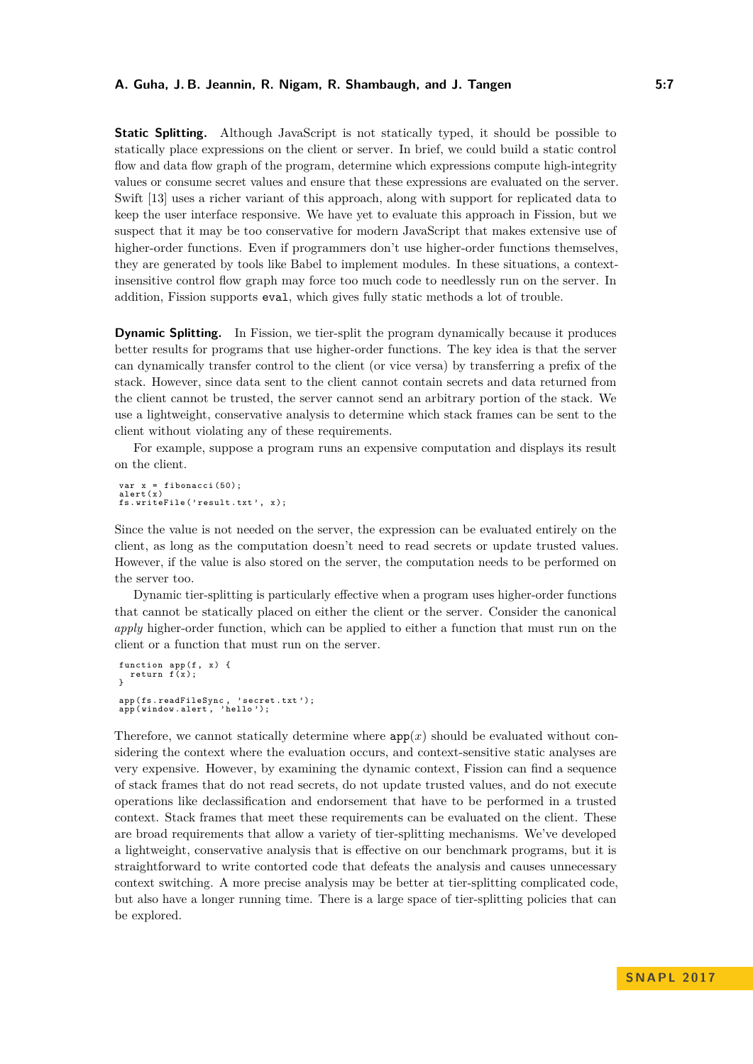**Static Splitting.** Although JavaScript is not statically typed, it should be possible to statically place expressions on the client or server. In brief, we could build a static control flow and data flow graph of the program, determine which expressions compute high-integrity values or consume secret values and ensure that these expressions are evaluated on the server. Swift [13] uses a richer variant of this approach, along with support for replicated data to keep the user interface responsive. We have yet to evaluate this approach in Fission, but we suspect that it may be too conservative for modern JavaScript that makes extensive use of higher-order functions. Even if programmers don't use higher-order functions themselves, they are generated by tools like Babel to implement modules. In these situations, a context-insensitive control flow graph may force too much code to needlessly run on the server. In addition, Fission supports `eval`, which gives fully static methods a lot of trouble.

**Dynamic Splitting.** In Fission, we tier-split the program dynamically because it produces better results for programs that use higher-order functions. The key idea is that the server can dynamically transfer control to the client (or vice versa) by transferring a prefix of the stack. However, since data sent to the client cannot contain secrets and data returned from the client cannot be trusted, the server cannot send an arbitrary portion of the stack. We use a lightweight, conservative analysis to determine which stack frames can be sent to the client without violating any of these requirements.

For example, suppose a program runs an expensive computation and displays its result on the client.

```
var x = fibonacci(50);
alert(x)
fs.writeFile('result.txt', x);
```

Since the value is not needed on the server, the expression can be evaluated entirely on the client, as long as the computation doesn't need to read secrets or update trusted values. However, if the value is also stored on the server, the computation needs to be performed on the server too.

Dynamic tier-splitting is particularly effective when a program uses higher-order functions that cannot be statically placed on either the client or the server. Consider the canonical *apply* higher-order function, which can be applied to either a function that must run on the client or a function that must run on the server.

```
function app(f, x) {
  return f(x);
}

app(fs.readFileSync, 'secret.txt');
app(window.alert, 'hello');
```

Therefore, we cannot statically determine where $\texttt{app}(x)$ should be evaluated without considering the context where the evaluation occurs, and context-sensitive static analyses are very expensive. However, by examining the dynamic context, Fission can find a sequence of stack frames that do not read secrets, do not update trusted values, and do not execute operations like declassification and endorsement that have to be performed in a trusted context. Stack frames that meet these requirements can be evaluated on the client. These are broad requirements that allow a variety of tier-splitting mechanisms. We've developed a lightweight, conservative analysis that is effective on our benchmark programs, but it is straightforward to write contorted code that defeats the analysis and causes unnecessary context switching. A more precise analysis may be better at tier-splitting complicated code, but also have a longer running time. There is a large space of tier-splitting policies that can be explored.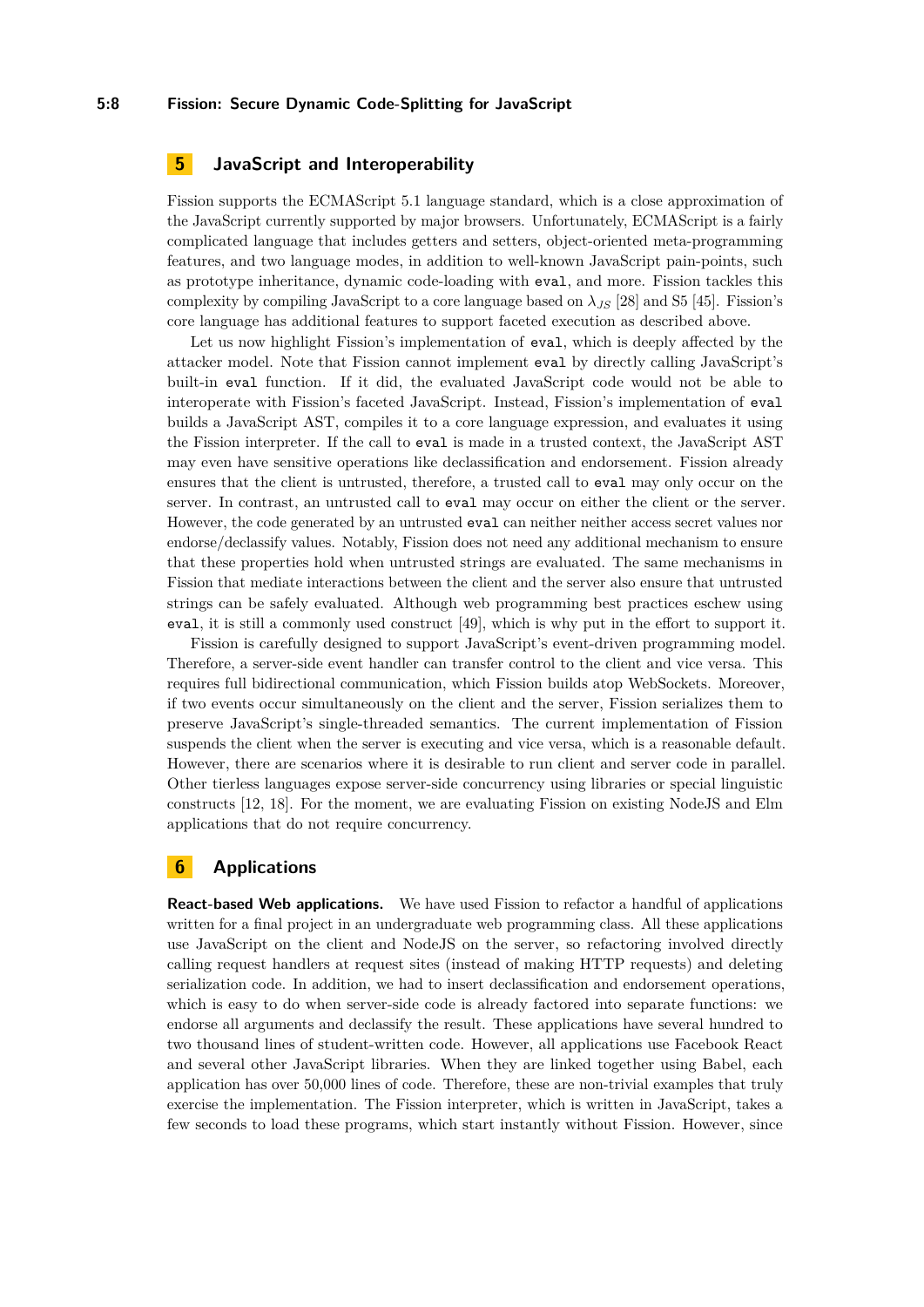## 5 JavaScript and Interoperability

Fission supports the ECMAScript 5.1 language standard, which is a close approximation of the JavaScript currently supported by major browsers. Unfortunately, ECMAScript is a fairly complicated language that includes getters and setters, object-oriented meta-programming features, and two language modes, in addition to well-known JavaScript pain-points, such as prototype inheritance, dynamic code-loading with `eval`, and more. Fission tackles this complexity by compiling JavaScript to a core language based on $\lambda_{JS}$ [28] and S5 [45]. Fission's core language has additional features to support faceted execution as described above.

Let us now highlight Fission's implementation of `eval`, which is deeply affected by the attacker model. Note that Fission cannot implement `eval` by directly calling JavaScript's built-in `eval` function. If it did, the evaluated JavaScript code would not be able to interoperate with Fission's faceted JavaScript. Instead, Fission's implementation of `eval` builds a JavaScript AST, compiles it to a core language expression, and evaluates it using the Fission interpreter. If the call to `eval` is made in a trusted context, the JavaScript AST may even have sensitive operations like declassification and endorsement. Fission already ensures that the client is untrusted, therefore, a trusted call to `eval` may only occur on the server. In contrast, an untrusted call to `eval` may occur on either the client or the server. However, the code generated by an untrusted `eval` can neither neither access secret values nor endorse/declassify values. Notably, Fission does not need any additional mechanism to ensure that these properties hold when untrusted strings are evaluated. The same mechanisms in Fission that mediate interactions between the client and the server also ensure that untrusted strings can be safely evaluated. Although web programming best practices eschew using `eval`, it is still a commonly used construct [49], which is why put in the effort to support it.

Fission is carefully designed to support JavaScript's event-driven programming model. Therefore, a server-side event handler can transfer control to the client and vice versa. This requires full bidirectional communication, which Fission builds atop WebSockets. Moreover, if two events occur simultaneously on the client and the server, Fission serializes them to preserve JavaScript's single-threaded semantics. The current implementation of Fission suspends the client when the server is executing and vice versa, which is a reasonable default. However, there are scenarios where it is desirable to run client and server code in parallel. Other tierless languages expose server-side concurrency using libraries or special linguistic constructs [12, 18]. For the moment, we are evaluating Fission on existing NodeJS and Elm applications that do not require concurrency.

## 6 Applications

**React-based Web applications.** We have used Fission to refactor a handful of applications written for a final project in an undergraduate web programming class. All these applications use JavaScript on the client and NodeJS on the server, so refactoring involved directly calling request handlers at request sites (instead of making HTTP requests) and deleting serialization code. In addition, we had to insert declassification and endorsement operations, which is easy to do when server-side code is already factored into separate functions: we endorse all arguments and declassify the result. These applications have several hundred to two thousand lines of student-written code. However, all applications use Facebook React and several other JavaScript libraries. When they are linked together using Babel, each application has over 50,000 lines of code. Therefore, these are non-trivial examples that truly exercise the implementation. The Fission interpreter, which is written in JavaScript, takes a few seconds to load these programs, which start instantly without Fission. However, since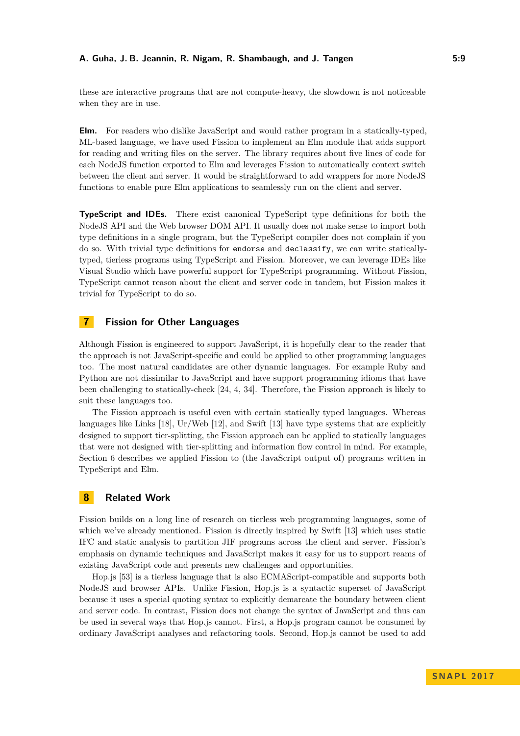these are interactive programs that are not compute-heavy, the slowdown is not noticeable when they are in use.

**Elm.** For readers who dislike JavaScript and would rather program in a statically-typed, ML-based language, we have used Fission to implement an Elm module that adds support for reading and writing files on the server. The library requires about five lines of code for each NodeJS function exported to Elm and leverages Fission to automatically context switch between the client and server. It would be straightforward to add wrappers for more NodeJS functions to enable pure Elm applications to seamlessly run on the client and server.

**TypeScript and IDEs.** There exist canonical TypeScript type definitions for both the NodeJS API and the Web browser DOM API. It usually does not make sense to import both type definitions in a single program, but the TypeScript compiler does not complain if you do so. With trivial type definitions for `endorse` and `declassify`, we can write statically-typed, tierless programs using TypeScript and Fission. Moreover, we can leverage IDEs like Visual Studio which have powerful support for TypeScript programming. Without Fission, TypeScript cannot reason about the client and server code in tandem, but Fission makes it trivial for TypeScript to do so.

## 7 Fission for Other Languages

Although Fission is engineered to support JavaScript, it is hopefully clear to the reader that the approach is not JavaScript-specific and could be applied to other programming languages too. The most natural candidates are other dynamic languages. For example Ruby and Python are not dissimilar to JavaScript and have support programming idioms that have been challenging to statically-check [24, 4, 34]. Therefore, the Fission approach is likely to suit these languages too.

The Fission approach is useful even with certain statically typed languages. Whereas languages like Links [18], Ur/Web [12], and Swift [13] have type systems that are explicitly designed to support tier-splitting, the Fission approach can be applied to statically languages that were not designed with tier-splitting and information flow control in mind. For example, Section 6 describes we applied Fission to (the JavaScript output of) programs written in TypeScript and Elm.

## 8 Related Work

Fission builds on a long line of research on tierless web programming languages, some of which we've already mentioned. Fission is directly inspired by Swift [13] which uses static IFC and static analysis to partition JIF programs across the client and server. Fission's emphasis on dynamic techniques and JavaScript makes it easy for us to support reams of existing JavaScript code and presents new challenges and opportunities.

Hop.js [53] is a tierless language that is also ECMAScript-compatible and supports both NodeJS and browser APIs. Unlike Fission, Hop.js is a syntactic superset of JavaScript because it uses a special quoting syntax to explicitly demarcate the boundary between client and server code. In contrast, Fission does not change the syntax of JavaScript and thus can be used in several ways that Hop.js cannot. First, a Hop.js program cannot be consumed by ordinary JavaScript analyses and refactoring tools. Second, Hop.js cannot be used to add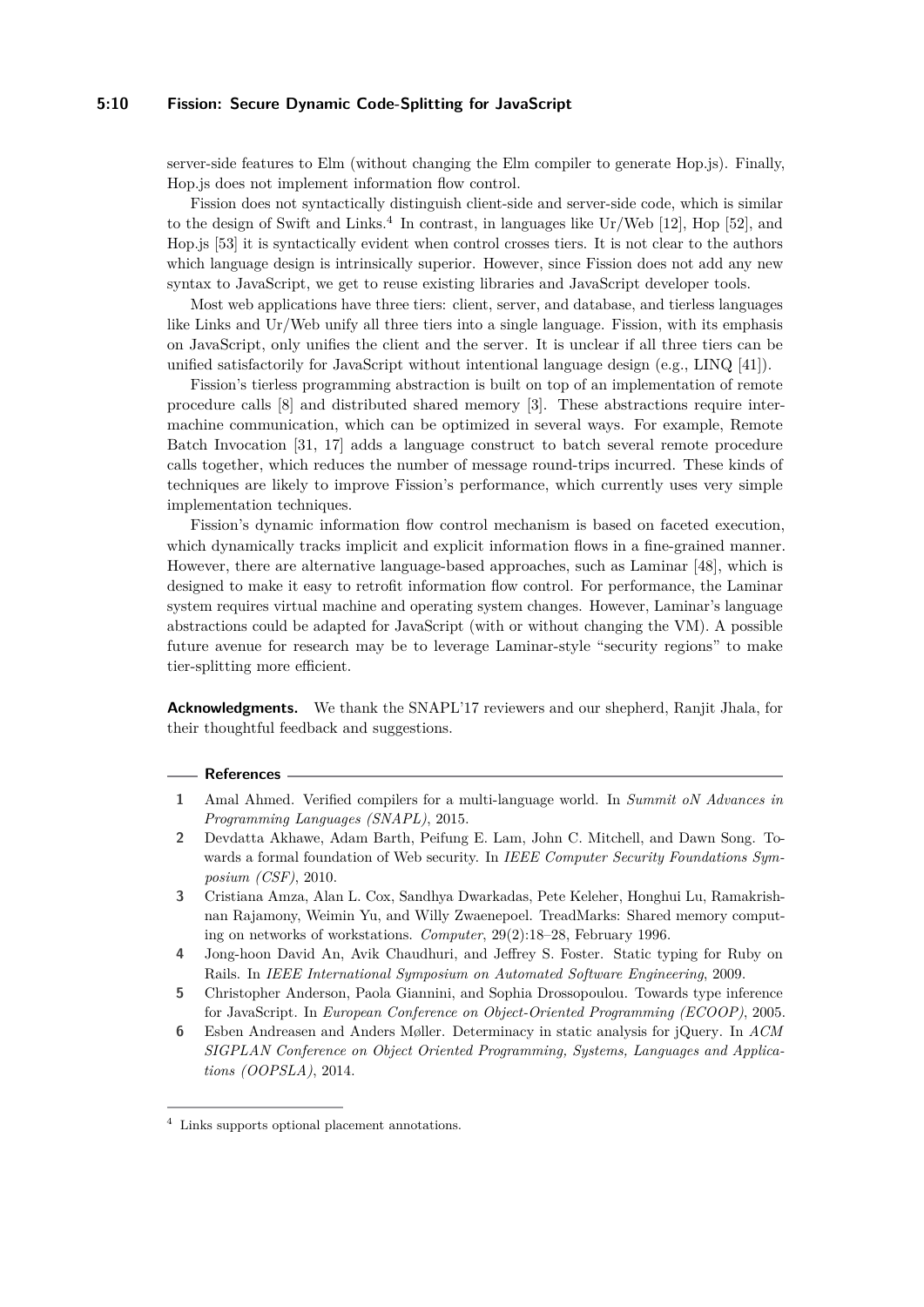server-side features to Elm (without changing the Elm compiler to generate Hop.js). Finally, Hop.js does not implement information flow control.

Fission does not syntactically distinguish client-side and server-side code, which is similar to the design of Swift and Links.[4] In contrast, in languages like Ur/Web [12], Hop [52], and Hop.js [53] it is syntactically evident when control crosses tiers. It is not clear to the authors which language design is intrinsically superior. However, since Fission does not add any new syntax to JavaScript, we get to reuse existing libraries and JavaScript developer tools.

Most web applications have three tiers: client, server, and database, and tierless languages like Links and Ur/Web unify all three tiers into a single language. Fission, with its emphasis on JavaScript, only unifies the client and the server. It is unclear if all three tiers can be unified satisfactorily for JavaScript without intentional language design (e.g., LINQ [41]).

Fission's tierless programming abstraction is built on top of an implementation of remote procedure calls [8] and distributed shared memory [3]. These abstractions require inter-machine communication, which can be optimized in several ways. For example, Remote Batch Invocation [31, 17] adds a language construct to batch several remote procedure calls together, which reduces the number of message round-trips incurred. These kinds of techniques are likely to improve Fission's performance, which currently uses very simple implementation techniques.

Fission's dynamic information flow control mechanism is based on faceted execution, which dynamically tracks implicit and explicit information flows in a fine-grained manner. However, there are alternative language-based approaches, such as Laminar [48], which is designed to make it easy to retrofit information flow control. For performance, the Laminar system requires virtual machine and operating system changes. However, Laminar's language abstractions could be adapted for JavaScript (with or without changing the VM). A possible future avenue for research may be to leverage Laminar-style "security regions" to make tier-splitting more efficient.

**Acknowledgments.** We thank the SNAPL'17 reviewers and our shepherd, Ranjit Jhala, for their thoughtful feedback and suggestions.

## References

1. Amal Ahmed. Verified compilers for a multi-language world. In *Summit oN Advances in Programming Languages (SNAPL)*, 2015.
2. Devdatta Akhawe, Adam Barth, Peifung E. Lam, John C. Mitchell, and Dawn Song. Towards a formal foundation of Web security. In *IEEE Computer Security Foundations Symposium (CSF)*, 2010.
3. Cristiana Amza, Alan L. Cox, Sandhya Dwarkadas, Pete Keleher, Honghui Lu, Ramakrishnan Rajamony, Weimin Yu, and Willy Zwaenepoel. TreadMarks: Shared memory computing on networks of workstations. *Computer*, 29(2):18–28, February 1996.
4. Jong-hoon David An, Avik Chaudhuri, and Jeffrey S. Foster. Static typing for Ruby on Rails. In *IEEE International Symposium on Automated Software Engineering*, 2009.
5. Christopher Anderson, Paola Giannini, and Sophia Drossopoulou. Towards type inference for JavaScript. In *European Conference on Object-Oriented Programming (ECOOP)*, 2005.
6. Esben Andreasen and Anders Møller. Determinacy in static analysis for jQuery. In *ACM SIGPLAN Conference on Object Oriented Programming, Systems, Languages and Applications (OOPSLA)*, 2014.

[4] Links supports optional placement annotations.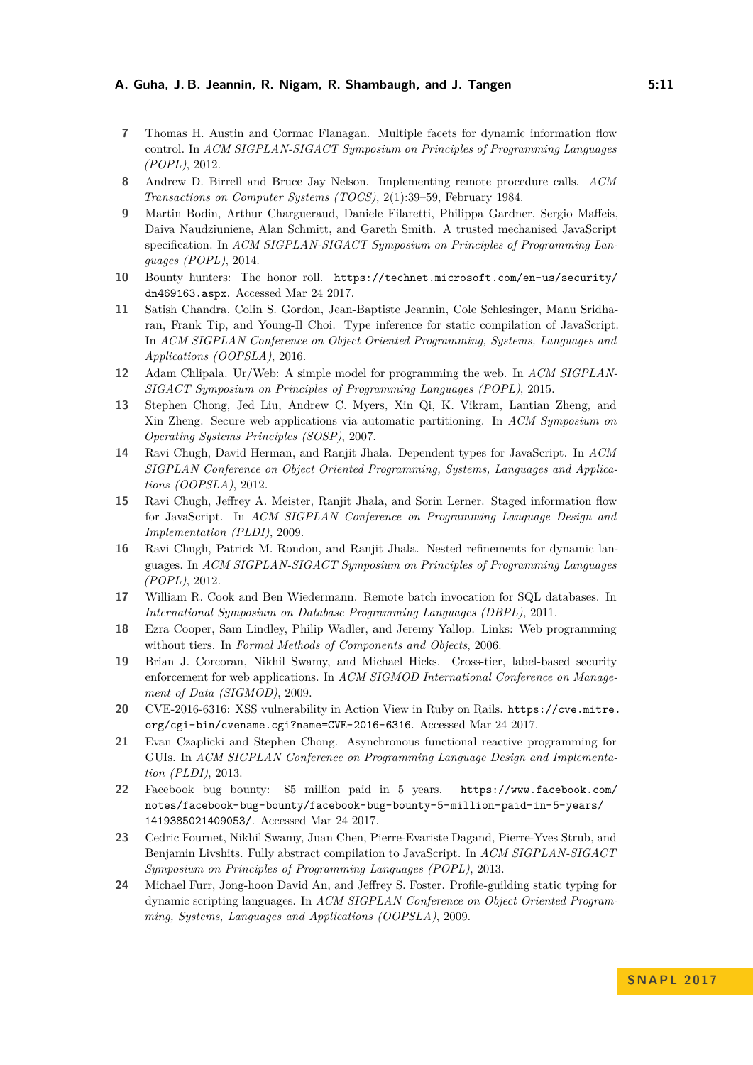7. Thomas H. Austin and Cormac Flanagan. Multiple facets for dynamic information flow control. In *ACM SIGPLAN-SIGACT Symposium on Principles of Programming Languages (POPL)*, 2012.
8. Andrew D. Birrell and Bruce Jay Nelson. Implementing remote procedure calls. *ACM Transactions on Computer Systems (TOCS)*, 2(1):39–59, February 1984.
9. Martin Bodin, Arthur Chargueraud, Daniele Filaretti, Philippa Gardner, Sergio Maffeis, Daiva Naudziuniene, Alan Schmitt, and Gareth Smith. A trusted mechanised JavaScript specification. In *ACM SIGPLAN-SIGACT Symposium on Principles of Programming Languages (POPL)*, 2014.
10. Bounty hunters: The honor roll. `https://technet.microsoft.com/en-us/security/dn469163.aspx`. Accessed Mar 24 2017.
11. Satish Chandra, Colin S. Gordon, Jean-Baptiste Jeannin, Cole Schlesinger, Manu Sridharan, Frank Tip, and Young-Il Choi. Type inference for static compilation of JavaScript. In *ACM SIGPLAN Conference on Object Oriented Programming, Systems, Languages and Applications (OOPSLA)*, 2016.
12. Adam Chlipala. Ur/Web: A simple model for programming the web. In *ACM SIGPLAN-SIGACT Symposium on Principles of Programming Languages (POPL)*, 2015.
13. Stephen Chong, Jed Liu, Andrew C. Myers, Xin Qi, K. Vikram, Lantian Zheng, and Xin Zheng. Secure web applications via automatic partitioning. In *ACM Symposium on Operating Systems Principles (SOSP)*, 2007.
14. Ravi Chugh, David Herman, and Ranjit Jhala. Dependent types for JavaScript. In *ACM SIGPLAN Conference on Object Oriented Programming, Systems, Languages and Applications (OOPSLA)*, 2012.
15. Ravi Chugh, Jeffrey A. Meister, Ranjit Jhala, and Sorin Lerner. Staged information flow for JavaScript. In *ACM SIGPLAN Conference on Programming Language Design and Implementation (PLDI)*, 2009.
16. Ravi Chugh, Patrick M. Rondon, and Ranjit Jhala. Nested refinements for dynamic languages. In *ACM SIGPLAN-SIGACT Symposium on Principles of Programming Languages (POPL)*, 2012.
17. William R. Cook and Ben Wiedermann. Remote batch invocation for SQL databases. In *International Symposium on Database Programming Languages (DBPL)*, 2011.
18. Ezra Cooper, Sam Lindley, Philip Wadler, and Jeremy Yallop. Links: Web programming without tiers. In *Formal Methods of Components and Objects*, 2006.
19. Brian J. Corcoran, Nikhil Swamy, and Michael Hicks. Cross-tier, label-based security enforcement for web applications. In *ACM SIGMOD International Conference on Management of Data (SIGMOD)*, 2009.
20. CVE-2016-6316: XSS vulnerability in Action View in Ruby on Rails. `https://cve.mitre.org/cgi-bin/cvename.cgi?name=CVE-2016-6316`. Accessed Mar 24 2017.
21. Evan Czaplicki and Stephen Chong. Asynchronous functional reactive programming for GUIs. In *ACM SIGPLAN Conference on Programming Language Design and Implementation (PLDI)*, 2013.
22. Facebook bug bounty: $5 million paid in 5 years. `https://www.facebook.com/notes/facebook-bug-bounty/facebook-bug-bounty-5-million-paid-in-5-years/1419385021409053/`. Accessed Mar 24 2017.
23. Cedric Fournet, Nikhil Swamy, Juan Chen, Pierre-Evariste Dagand, Pierre-Yves Strub, and Benjamin Livshits. Fully abstract compilation to JavaScript. In *ACM SIGPLAN-SIGACT Symposium on Principles of Programming Languages (POPL)*, 2013.
24. Michael Furr, Jong-hoon David An, and Jeffrey S. Foster. Profile-guilding static typing for dynamic scripting languages. In *ACM SIGPLAN Conference on Object Oriented Programming, Systems, Languages and Applications (OOPSLA)*, 2009.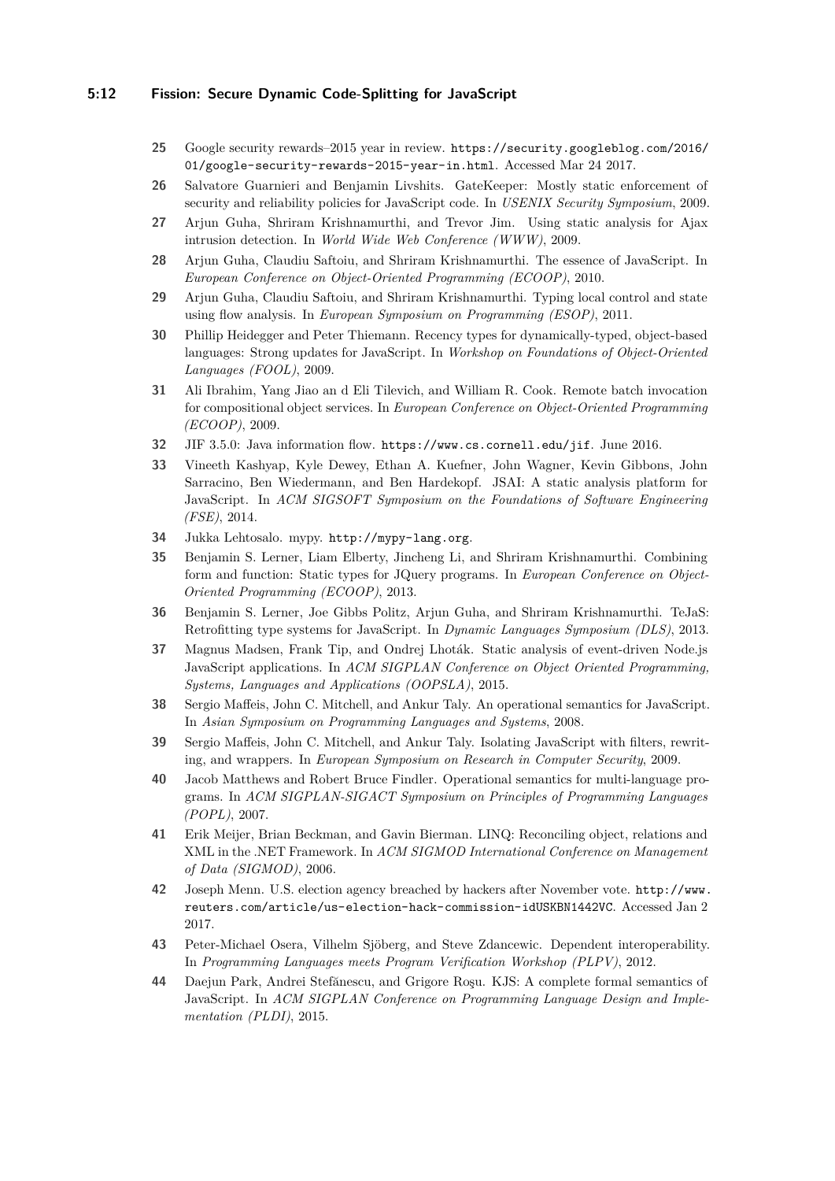25 Google security rewards–2015 year in review. https://security.googleblog.com/2016/01/google-security-rewards-2015-year-in.html. Accessed Mar 24 2017.

26 Salvatore Guarnieri and Benjamin Livshits. GateKeeper: Mostly static enforcement of security and reliability policies for JavaScript code. In *USENIX Security Symposium*, 2009.

27 Arjun Guha, Shriram Krishnamurthi, and Trevor Jim. Using static analysis for Ajax intrusion detection. In *World Wide Web Conference (WWW)*, 2009.

28 Arjun Guha, Claudiu Saftoiu, and Shriram Krishnamurthi. The essence of JavaScript. In *European Conference on Object-Oriented Programming (ECOOP)*, 2010.

29 Arjun Guha, Claudiu Saftoiu, and Shriram Krishnamurthi. Typing local control and state using flow analysis. In *European Symposium on Programming (ESOP)*, 2011.

30 Phillip Heidegger and Peter Thiemann. Recency types for dynamically-typed, object-based languages: Strong updates for JavaScript. In *Workshop on Foundations of Object-Oriented Languages (FOOL)*, 2009.

31 Ali Ibrahim, Yang Jiao an d Eli Tilevich, and William R. Cook. Remote batch invocation for compositional object services. In *European Conference on Object-Oriented Programming (ECOOP)*, 2009.

32 JIF 3.5.0: Java information flow. https://www.cs.cornell.edu/jif. June 2016.

33 Vineeth Kashyap, Kyle Dewey, Ethan A. Kuefner, John Wagner, Kevin Gibbons, John Sarracino, Ben Wiedermann, and Ben Hardekopf. JSAI: A static analysis platform for JavaScript. In *ACM SIGSOFT Symposium on the Foundations of Software Engineering (FSE)*, 2014.

34 Jukka Lehtosalo. mypy. http://mypy-lang.org.

35 Benjamin S. Lerner, Liam Elberty, Jincheng Li, and Shriram Krishnamurthi. Combining form and function: Static types for JQuery programs. In *European Conference on Object-Oriented Programming (ECOOP)*, 2013.

36 Benjamin S. Lerner, Joe Gibbs Politz, Arjun Guha, and Shriram Krishnamurthi. TeJaS: Retrofitting type systems for JavaScript. In *Dynamic Languages Symposium (DLS)*, 2013.

37 Magnus Madsen, Frank Tip, and Ondrej Lhoták. Static analysis of event-driven Node.js JavaScript applications. In *ACM SIGPLAN Conference on Object Oriented Programming, Systems, Languages and Applications (OOPSLA)*, 2015.

38 Sergio Maffeis, John C. Mitchell, and Ankur Taly. An operational semantics for JavaScript. In *Asian Symposium on Programming Languages and Systems*, 2008.

39 Sergio Maffeis, John C. Mitchell, and Ankur Taly. Isolating JavaScript with filters, rewriting, and wrappers. In *European Symposium on Research in Computer Security*, 2009.

40 Jacob Matthews and Robert Bruce Findler. Operational semantics for multi-language programs. In *ACM SIGPLAN-SIGACT Symposium on Principles of Programming Languages (POPL)*, 2007.

41 Erik Meijer, Brian Beckman, and Gavin Bierman. LINQ: Reconciling object, relations and XML in the .NET Framework. In *ACM SIGMOD International Conference on Management of Data (SIGMOD)*, 2006.

42 Joseph Menn. U.S. election agency breached by hackers after November vote. http://www.reuters.com/article/us-election-hack-commission-idUSKBN1442VC. Accessed Jan 2 2017.

43 Peter-Michael Osera, Vilhelm Sjöberg, and Steve Zdancewic. Dependent interoperability. In *Programming Languages meets Program Verification Workshop (PLPV)*, 2012.

44 Daejun Park, Andrei Stefănescu, and Grigore Roşu. KJS: A complete formal semantics of JavaScript. In *ACM SIGPLAN Conference on Programming Language Design and Implementation (PLDI)*, 2015.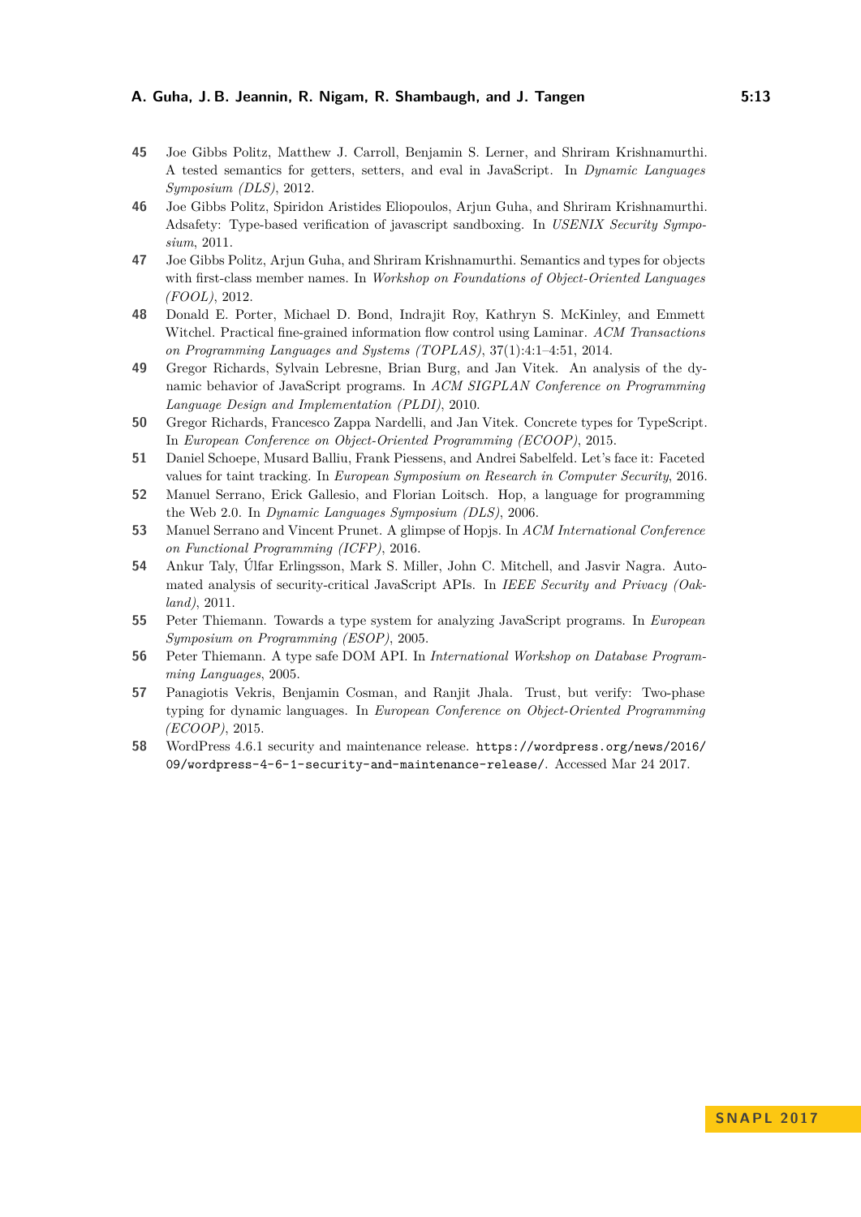45 Joe Gibbs Politz, Matthew J. Carroll, Benjamin S. Lerner, and Shriram Krishnamurthi. A tested semantics for getters, setters, and eval in JavaScript. In *Dynamic Languages Symposium (DLS)*, 2012.

46 Joe Gibbs Politz, Spiridon Aristides Eliopoulos, Arjun Guha, and Shriram Krishnamurthi. Adsafety: Type-based verification of javascript sandboxing. In *USENIX Security Symposium*, 2011.

47 Joe Gibbs Politz, Arjun Guha, and Shriram Krishnamurthi. Semantics and types for objects with first-class member names. In *Workshop on Foundations of Object-Oriented Languages (FOOL)*, 2012.

48 Donald E. Porter, Michael D. Bond, Indrajit Roy, Kathryn S. McKinley, and Emmett Witchel. Practical fine-grained information flow control using Laminar. *ACM Transactions on Programming Languages and Systems (TOPLAS)*, 37(1):4:1–4:51, 2014.

49 Gregor Richards, Sylvain Lebresne, Brian Burg, and Jan Vitek. An analysis of the dynamic behavior of JavaScript programs. In *ACM SIGPLAN Conference on Programming Language Design and Implementation (PLDI)*, 2010.

50 Gregor Richards, Francesco Zappa Nardelli, and Jan Vitek. Concrete types for TypeScript. In *European Conference on Object-Oriented Programming (ECOOP)*, 2015.

51 Daniel Schoepe, Musard Balliu, Frank Piessens, and Andrei Sabelfeld. Let's face it: Faceted values for taint tracking. In *European Symposium on Research in Computer Security*, 2016.

52 Manuel Serrano, Erick Gallesio, and Florian Loitsch. Hop, a language for programming the Web 2.0. In *Dynamic Languages Symposium (DLS)*, 2006.

53 Manuel Serrano and Vincent Prunet. A glimpse of Hopjs. In *ACM International Conference on Functional Programming (ICFP)*, 2016.

54 Ankur Taly, Úlfar Erlingsson, Mark S. Miller, John C. Mitchell, and Jasvir Nagra. Automated analysis of security-critical JavaScript APIs. In *IEEE Security and Privacy (Oakland)*, 2011.

55 Peter Thiemann. Towards a type system for analyzing JavaScript programs. In *European Symposium on Programming (ESOP)*, 2005.

56 Peter Thiemann. A type safe DOM API. In *International Workshop on Database Programming Languages*, 2005.

57 Panagiotis Vekris, Benjamin Cosman, and Ranjit Jhala. Trust, but verify: Two-phase typing for dynamic languages. In *European Conference on Object-Oriented Programming (ECOOP)*, 2015.

58 WordPress 4.6.1 security and maintenance release. `https://wordpress.org/news/2016/09/wordpress-4-6-1-security-and-maintenance-release/`. Accessed Mar 24 2017.